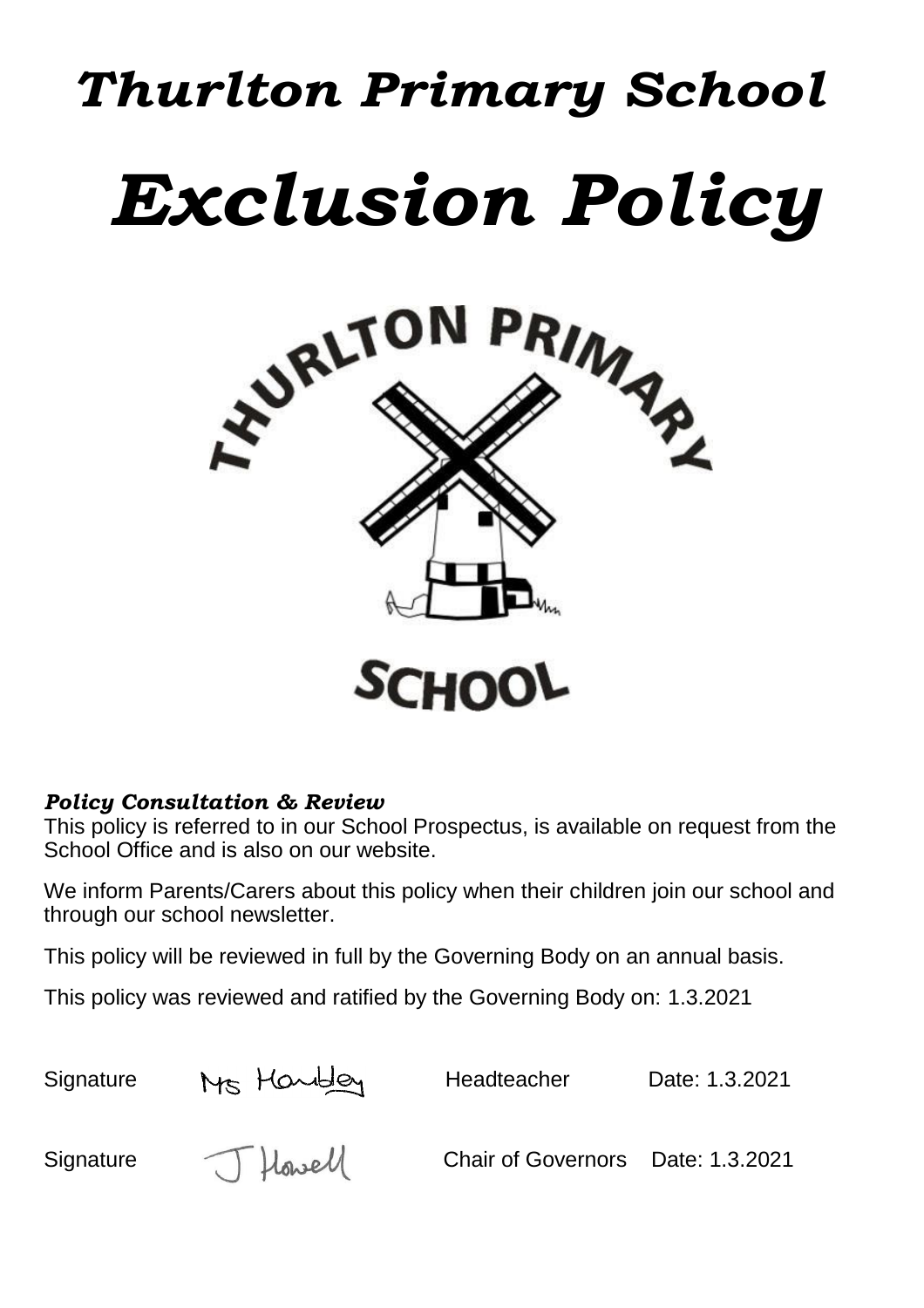# *Thurlton Primary School*

# *Exclusion Policy*

THURLTON PRIMARY

SCHOOL

***Policy Consultation & Review***

This policy is referred to in our School Prospectus, is available on request from the School Office and is also on our website.

We inform Parents/Carers about this policy when their children join our school and through our school newsletter.

This policy will be reviewed in full by the Governing Body on an annual basis.

This policy was reviewed and ratified by the Governing Body on: 1.3.2021

| | | | |
|---|---|---|---|
| Signature | Ms Hornby | Headteacher | Date: 1.3.2021 |
| Signature | J Howell | Chair of Governors | Date: 1.3.2021 |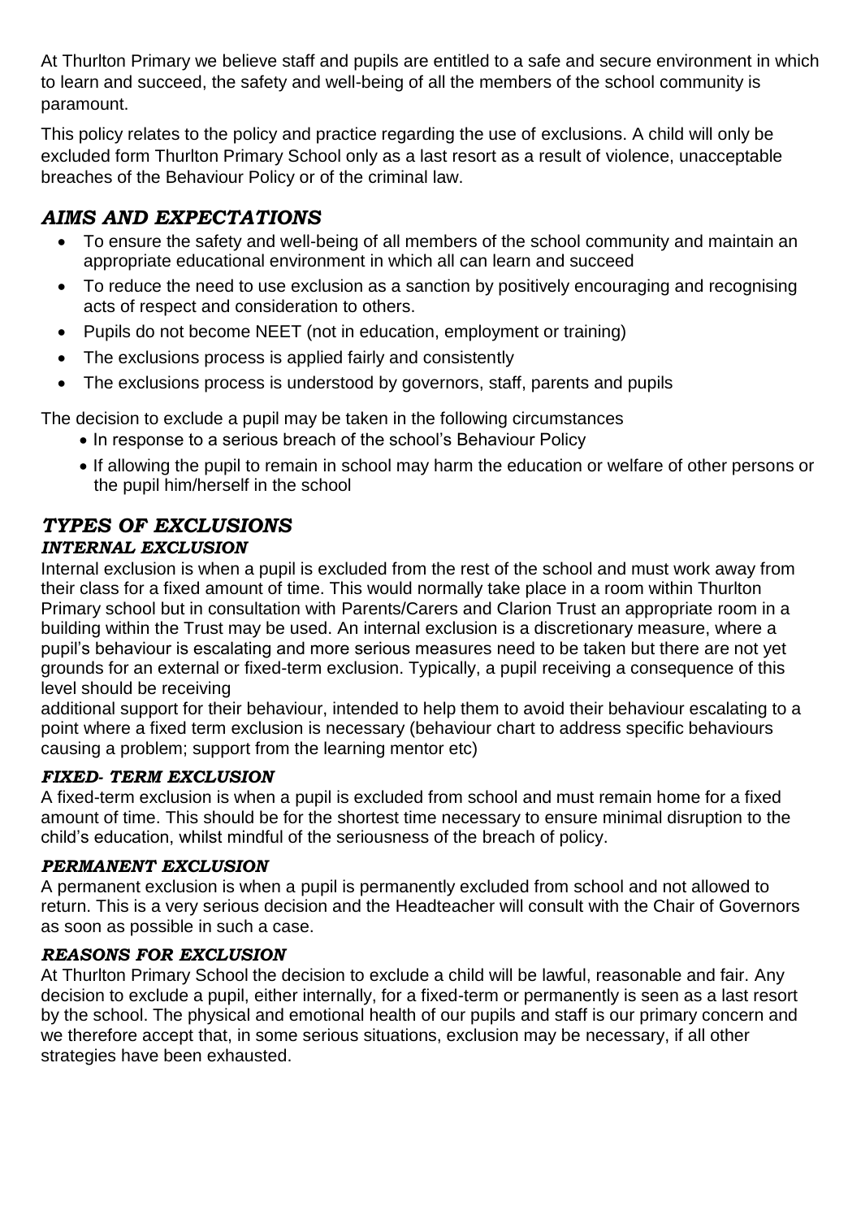At Thurlton Primary we believe staff and pupils are entitled to a safe and secure environment in which to learn and succeed, the safety and well-being of all the members of the school community is paramount.

This policy relates to the policy and practice regarding the use of exclusions. A child will only be excluded form Thurlton Primary School only as a last resort as a result of violence, unacceptable breaches of the Behaviour Policy or of the criminal law.

## *AIMS AND EXPECTATIONS*

- To ensure the safety and well-being of all members of the school community and maintain an appropriate educational environment in which all can learn and succeed
- To reduce the need to use exclusion as a sanction by positively encouraging and recognising acts of respect and consideration to others.
- Pupils do not become NEET (not in education, employment or training)
- The exclusions process is applied fairly and consistently
- The exclusions process is understood by governors, staff, parents and pupils

The decision to exclude a pupil may be taken in the following circumstances

- In response to a serious breach of the school's Behaviour Policy
- If allowing the pupil to remain in school may harm the education or welfare of other persons or the pupil him/herself in the school

## *TYPES OF EXCLUSIONS*

### *INTERNAL EXCLUSION*

Internal exclusion is when a pupil is excluded from the rest of the school and must work away from their class for a fixed amount of time. This would normally take place in a room within Thurlton Primary school but in consultation with Parents/Carers and Clarion Trust an appropriate room in a building within the Trust may be used. An internal exclusion is a discretionary measure, where a pupil's behaviour is escalating and more serious measures need to be taken but there are not yet grounds for an external or fixed-term exclusion. Typically, a pupil receiving a consequence of this level should be receiving

additional support for their behaviour, intended to help them to avoid their behaviour escalating to a point where a fixed term exclusion is necessary (behaviour chart to address specific behaviours causing a problem; support from the learning mentor etc)

### *FIXED- TERM EXCLUSION*

A fixed-term exclusion is when a pupil is excluded from school and must remain home for a fixed amount of time. This should be for the shortest time necessary to ensure minimal disruption to the child's education, whilst mindful of the seriousness of the breach of policy.

### *PERMANENT EXCLUSION*

A permanent exclusion is when a pupil is permanently excluded from school and not allowed to return. This is a very serious decision and the Headteacher will consult with the Chair of Governors as soon as possible in such a case.

### *REASONS FOR EXCLUSION*

At Thurlton Primary School the decision to exclude a child will be lawful, reasonable and fair. Any decision to exclude a pupil, either internally, for a fixed-term or permanently is seen as a last resort by the school. The physical and emotional health of our pupils and staff is our primary concern and we therefore accept that, in some serious situations, exclusion may be necessary, if all other strategies have been exhausted.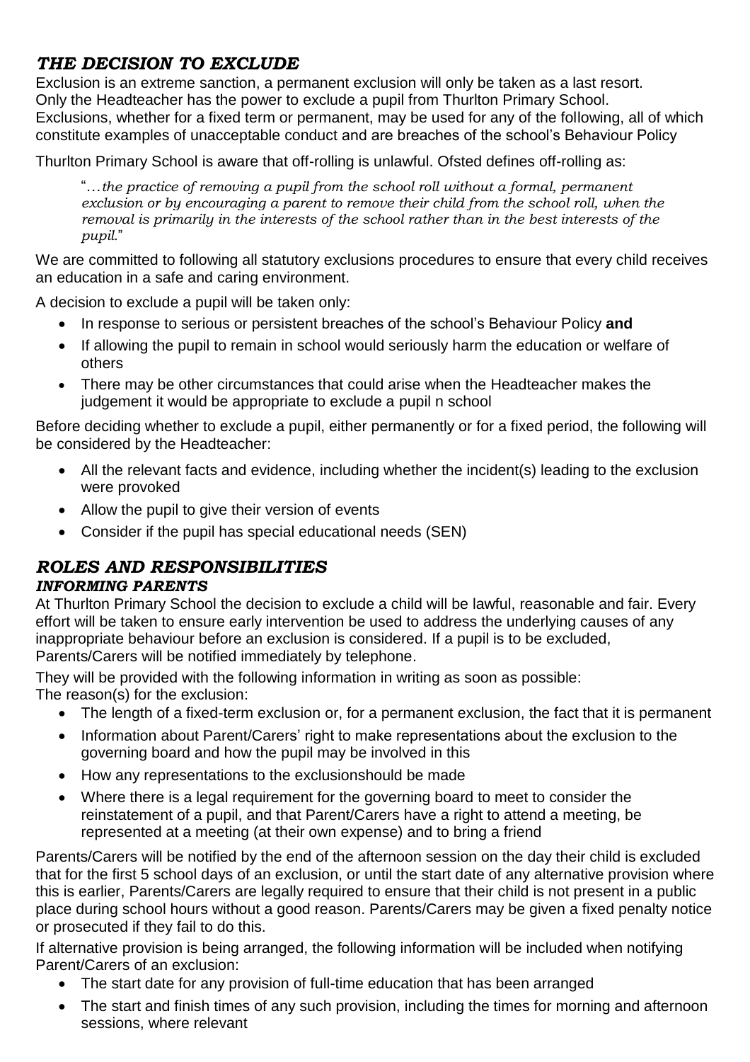## *THE DECISION TO EXCLUDE*

Exclusion is an extreme sanction, a permanent exclusion will only be taken as a last resort. Only the Headteacher has the power to exclude a pupil from Thurlton Primary School. Exclusions, whether for a fixed term or permanent, may be used for any of the following, all of which constitute examples of unacceptable conduct and are breaches of the school's Behaviour Policy

Thurlton Primary School is aware that off-rolling is unlawful. Ofsted defines off-rolling as:

> "*…the practice of removing a pupil from the school roll without a formal, permanent exclusion or by encouraging a parent to remove their child from the school roll, when the removal is primarily in the interests of the school rather than in the best interests of the pupil.*"

We are committed to following all statutory exclusions procedures to ensure that every child receives an education in a safe and caring environment.

A decision to exclude a pupil will be taken only:

- In response to serious or persistent breaches of the school's Behaviour Policy **and**
- If allowing the pupil to remain in school would seriously harm the education or welfare of others
- There may be other circumstances that could arise when the Headteacher makes the judgement it would be appropriate to exclude a pupil n school

Before deciding whether to exclude a pupil, either permanently or for a fixed period, the following will be considered by the Headteacher:

- All the relevant facts and evidence, including whether the incident(s) leading to the exclusion were provoked
- Allow the pupil to give their version of events
- Consider if the pupil has special educational needs (SEN)

## *ROLES AND RESPONSIBILITIES*

### *INFORMING PARENTS*

At Thurlton Primary School the decision to exclude a child will be lawful, reasonable and fair. Every effort will be taken to ensure early intervention be used to address the underlying causes of any inappropriate behaviour before an exclusion is considered. If a pupil is to be excluded, Parents/Carers will be notified immediately by telephone.

They will be provided with the following information in writing as soon as possible:
The reason(s) for the exclusion:

- The length of a fixed-term exclusion or, for a permanent exclusion, the fact that it is permanent
- Information about Parent/Carers' right to make representations about the exclusion to the governing board and how the pupil may be involved in this
- How any representations to the exclusionshould be made
- Where there is a legal requirement for the governing board to meet to consider the reinstatement of a pupil, and that Parent/Carers have a right to attend a meeting, be represented at a meeting (at their own expense) and to bring a friend

Parents/Carers will be notified by the end of the afternoon session on the day their child is excluded that for the first 5 school days of an exclusion, or until the start date of any alternative provision where this is earlier, Parents/Carers are legally required to ensure that their child is not present in a public place during school hours without a good reason. Parents/Carers may be given a fixed penalty notice or prosecuted if they fail to do this.

If alternative provision is being arranged, the following information will be included when notifying Parent/Carers of an exclusion:

- The start date for any provision of full-time education that has been arranged
- The start and finish times of any such provision, including the times for morning and afternoon sessions, where relevant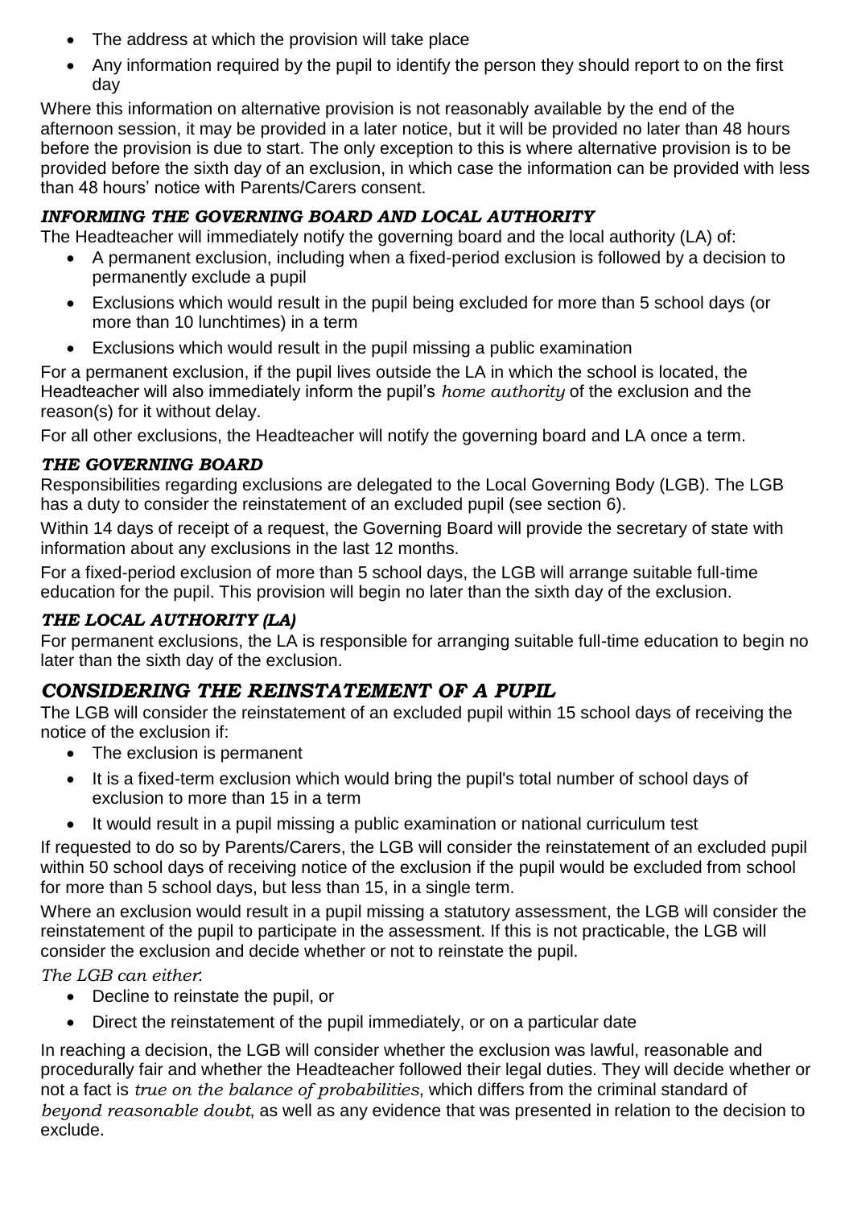- The address at which the provision will take place
- Any information required by the pupil to identify the person they should report to on the first day

Where this information on alternative provision is not reasonably available by the end of the afternoon session, it may be provided in a later notice, but it will be provided no later than 48 hours before the provision is due to start. The only exception to this is where alternative provision is to be provided before the sixth day of an exclusion, in which case the information can be provided with less than 48 hours' notice with Parents/Carers consent.

### *INFORMING THE GOVERNING BOARD AND LOCAL AUTHORITY*

The Headteacher will immediately notify the governing board and the local authority (LA) of:

- A permanent exclusion, including when a fixed-period exclusion is followed by a decision to permanently exclude a pupil
- Exclusions which would result in the pupil being excluded for more than 5 school days (or more than 10 lunchtimes) in a term
- Exclusions which would result in the pupil missing a public examination

For a permanent exclusion, if the pupil lives outside the LA in which the school is located, the Headteacher will also immediately inform the pupil's *home authority* of the exclusion and the reason(s) for it without delay.

For all other exclusions, the Headteacher will notify the governing board and LA once a term.

### *THE GOVERNING BOARD*

Responsibilities regarding exclusions are delegated to the Local Governing Body (LGB). The LGB has a duty to consider the reinstatement of an excluded pupil (see section 6).

Within 14 days of receipt of a request, the Governing Board will provide the secretary of state with information about any exclusions in the last 12 months.

For a fixed-period exclusion of more than 5 school days, the LGB will arrange suitable full-time education for the pupil. This provision will begin no later than the sixth day of the exclusion.

### *THE LOCAL AUTHORITY (LA)*

For permanent exclusions, the LA is responsible for arranging suitable full-time education to begin no later than the sixth day of the exclusion.

## *CONSIDERING THE REINSTATEMENT OF A PUPIL*

The LGB will consider the reinstatement of an excluded pupil within 15 school days of receiving the notice of the exclusion if:

- The exclusion is permanent
- It is a fixed-term exclusion which would bring the pupil's total number of school days of exclusion to more than 15 in a term
- It would result in a pupil missing a public examination or national curriculum test

If requested to do so by Parents/Carers, the LGB will consider the reinstatement of an excluded pupil within 50 school days of receiving notice of the exclusion if the pupil would be excluded from school for more than 5 school days, but less than 15, in a single term.

Where an exclusion would result in a pupil missing a statutory assessment, the LGB will consider the reinstatement of the pupil to participate in the assessment. If this is not practicable, the LGB will consider the exclusion and decide whether or not to reinstate the pupil.

*The LGB can either*:

- Decline to reinstate the pupil, or
- Direct the reinstatement of the pupil immediately, or on a particular date

In reaching a decision, the LGB will consider whether the exclusion was lawful, reasonable and procedurally fair and whether the Headteacher followed their legal duties. They will decide whether or not a fact is *true on the balance of probabilities*, which differs from the criminal standard of *beyond reasonable doubt*, as well as any evidence that was presented in relation to the decision to exclude.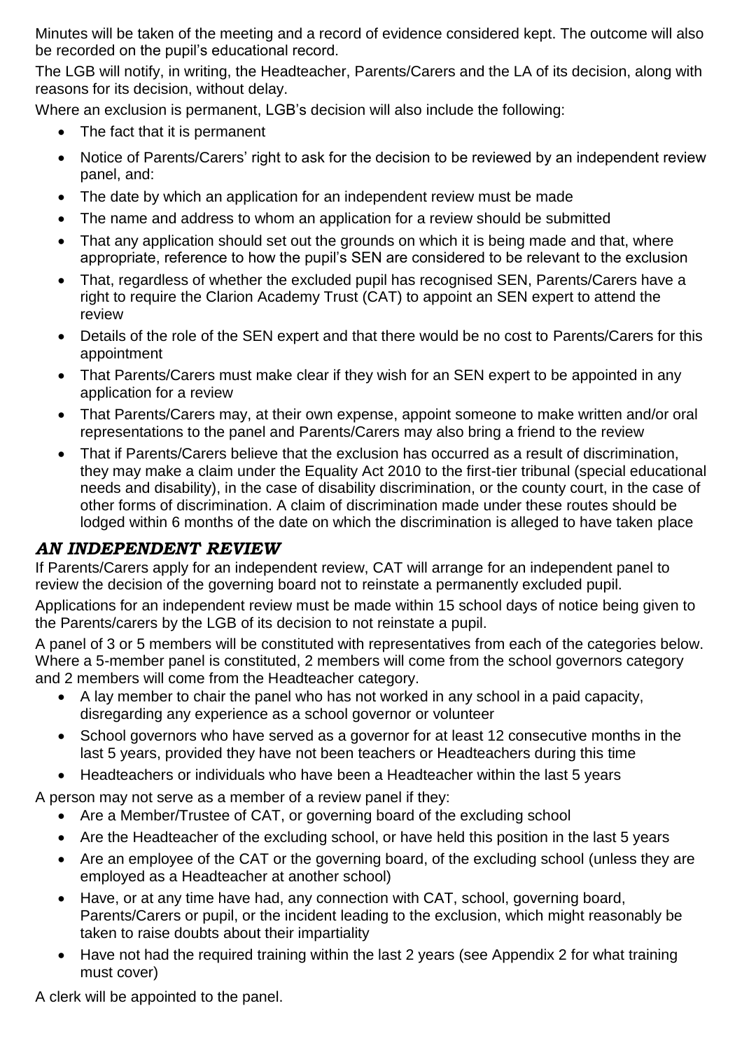Minutes will be taken of the meeting and a record of evidence considered kept. The outcome will also be recorded on the pupil's educational record.

The LGB will notify, in writing, the Headteacher, Parents/Carers and the LA of its decision, along with reasons for its decision, without delay.

Where an exclusion is permanent, LGB's decision will also include the following:

- The fact that it is permanent
- Notice of Parents/Carers' right to ask for the decision to be reviewed by an independent review panel, and:
- The date by which an application for an independent review must be made
- The name and address to whom an application for a review should be submitted
- That any application should set out the grounds on which it is being made and that, where appropriate, reference to how the pupil's SEN are considered to be relevant to the exclusion
- That, regardless of whether the excluded pupil has recognised SEN, Parents/Carers have a right to require the Clarion Academy Trust (CAT) to appoint an SEN expert to attend the review
- Details of the role of the SEN expert and that there would be no cost to Parents/Carers for this appointment
- That Parents/Carers must make clear if they wish for an SEN expert to be appointed in any application for a review
- That Parents/Carers may, at their own expense, appoint someone to make written and/or oral representations to the panel and Parents/Carers may also bring a friend to the review
- That if Parents/Carers believe that the exclusion has occurred as a result of discrimination, they may make a claim under the Equality Act 2010 to the first-tier tribunal (special educational needs and disability), in the case of disability discrimination, or the county court, in the case of other forms of discrimination. A claim of discrimination made under these routes should be lodged within 6 months of the date on which the discrimination is alleged to have taken place

## *AN INDEPENDENT REVIEW*

If Parents/Carers apply for an independent review, CAT will arrange for an independent panel to review the decision of the governing board not to reinstate a permanently excluded pupil.

Applications for an independent review must be made within 15 school days of notice being given to the Parents/carers by the LGB of its decision to not reinstate a pupil.

A panel of 3 or 5 members will be constituted with representatives from each of the categories below. Where a 5-member panel is constituted, 2 members will come from the school governors category and 2 members will come from the Headteacher category.

- A lay member to chair the panel who has not worked in any school in a paid capacity, disregarding any experience as a school governor or volunteer
- School governors who have served as a governor for at least 12 consecutive months in the last 5 years, provided they have not been teachers or Headteachers during this time
- Headteachers or individuals who have been a Headteacher within the last 5 years

A person may not serve as a member of a review panel if they:

- Are a Member/Trustee of CAT, or governing board of the excluding school
- Are the Headteacher of the excluding school, or have held this position in the last 5 years
- Are an employee of the CAT or the governing board, of the excluding school (unless they are employed as a Headteacher at another school)
- Have, or at any time have had, any connection with CAT, school, governing board, Parents/Carers or pupil, or the incident leading to the exclusion, which might reasonably be taken to raise doubts about their impartiality
- Have not had the required training within the last 2 years (see Appendix 2 for what training must cover)

A clerk will be appointed to the panel.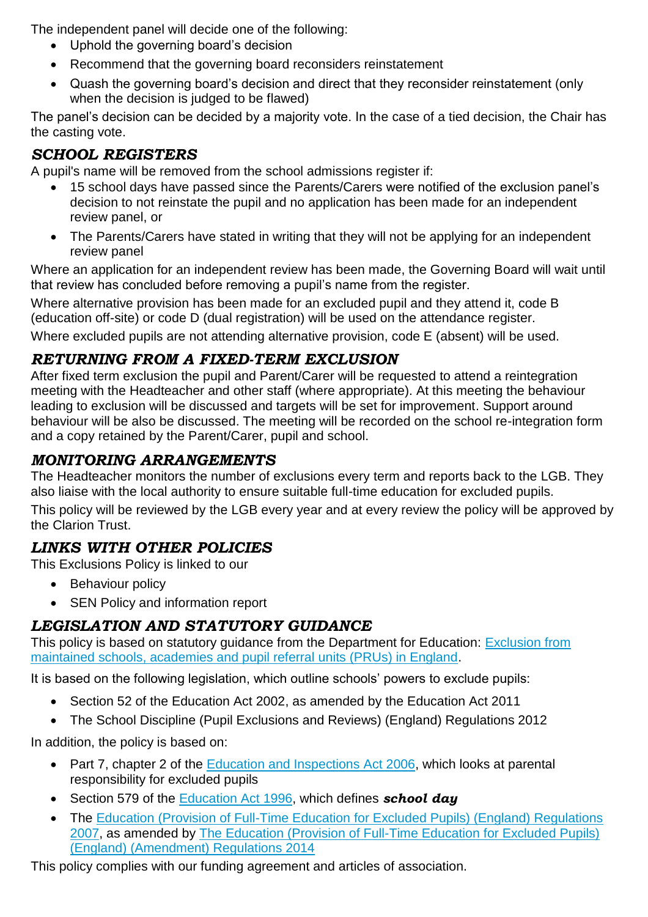The independent panel will decide one of the following:

- Uphold the governing board's decision
- Recommend that the governing board reconsiders reinstatement
- Quash the governing board's decision and direct that they reconsider reinstatement (only when the decision is judged to be flawed)

The panel's decision can be decided by a majority vote. In the case of a tied decision, the Chair has the casting vote.

## *SCHOOL REGISTERS*

A pupil's name will be removed from the school admissions register if:

- 15 school days have passed since the Parents/Carers were notified of the exclusion panel's decision to not reinstate the pupil and no application has been made for an independent review panel, or
- The Parents/Carers have stated in writing that they will not be applying for an independent review panel

Where an application for an independent review has been made, the Governing Board will wait until that review has concluded before removing a pupil's name from the register.

Where alternative provision has been made for an excluded pupil and they attend it, code B (education off-site) or code D (dual registration) will be used on the attendance register.

Where excluded pupils are not attending alternative provision, code E (absent) will be used.

## *RETURNING FROM A FIXED-TERM EXCLUSION*

After fixed term exclusion the pupil and Parent/Carer will be requested to attend a reintegration meeting with the Headteacher and other staff (where appropriate). At this meeting the behaviour leading to exclusion will be discussed and targets will be set for improvement. Support around behaviour will be also be discussed. The meeting will be recorded on the school re-integration form and a copy retained by the Parent/Carer, pupil and school.

## *MONITORING ARRANGEMENTS*

The Headteacher monitors the number of exclusions every term and reports back to the LGB. They also liaise with the local authority to ensure suitable full-time education for excluded pupils.

This policy will be reviewed by the LGB every year and at every review the policy will be approved by the Clarion Trust.

## *LINKS WITH OTHER POLICIES*

This Exclusions Policy is linked to our

- Behaviour policy
- SEN Policy and information report

## *LEGISLATION AND STATUTORY GUIDANCE*

This policy is based on statutory guidance from the Department for Education: Exclusion from maintained schools, academies and pupil referral units (PRUs) in England.

It is based on the following legislation, which outline schools' powers to exclude pupils:

- Section 52 of the Education Act 2002, as amended by the Education Act 2011
- The School Discipline (Pupil Exclusions and Reviews) (England) Regulations 2012

In addition, the policy is based on:

- Part 7, chapter 2 of the Education and Inspections Act 2006, which looks at parental responsibility for excluded pupils
- Section 579 of the Education Act 1996, which defines ***school day***
- The Education (Provision of Full-Time Education for Excluded Pupils) (England) Regulations 2007, as amended by The Education (Provision of Full-Time Education for Excluded Pupils) (England) (Amendment) Regulations 2014

This policy complies with our funding agreement and articles of association.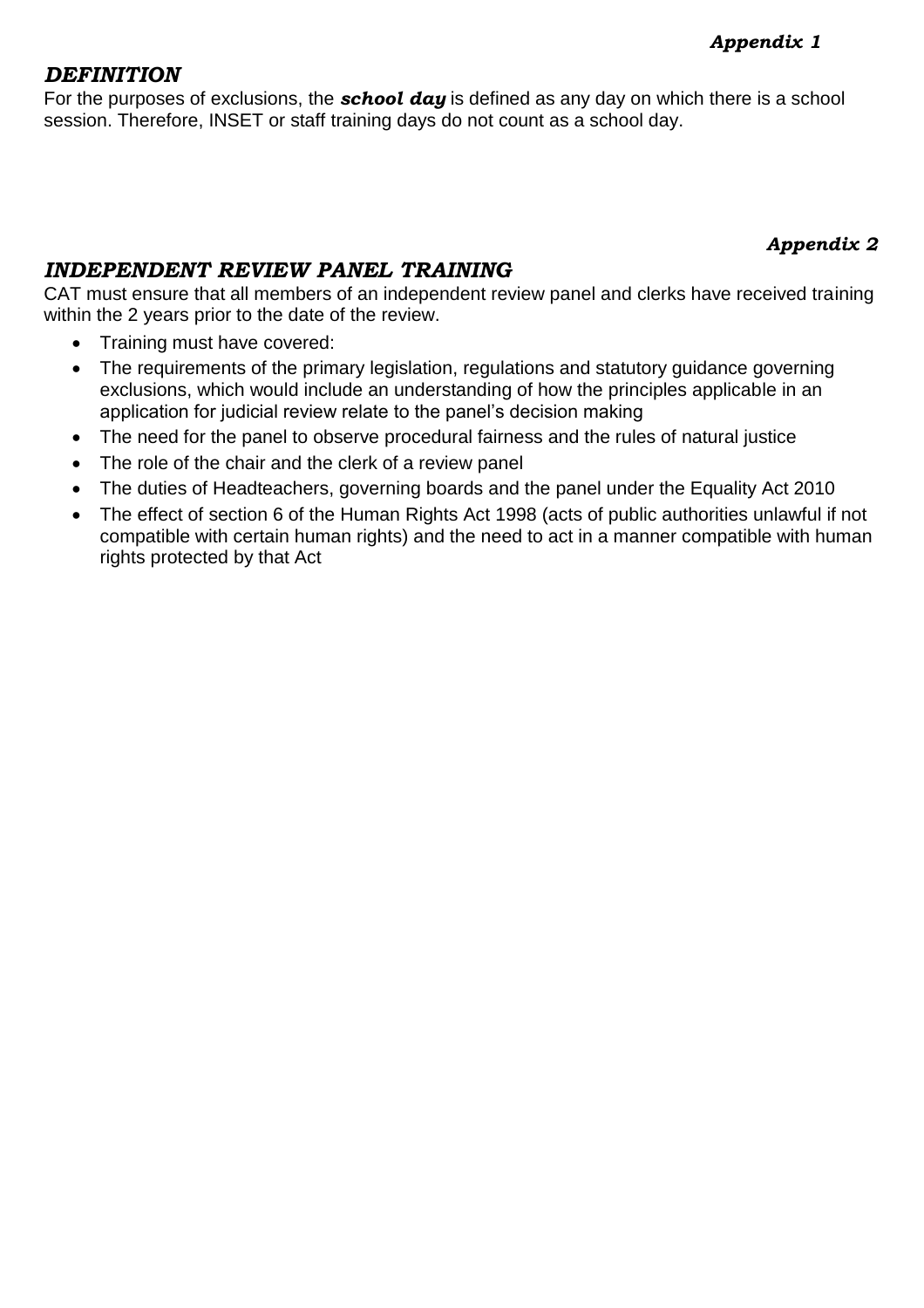*Appendix 1*

## *DEFINITION*

For the purposes of exclusions, the ***school day*** is defined as any day on which there is a school session. Therefore, INSET or staff training days do not count as a school day.

*Appendix 2*

## *INDEPENDENT REVIEW PANEL TRAINING*

CAT must ensure that all members of an independent review panel and clerks have received training within the 2 years prior to the date of the review.

- Training must have covered:
- The requirements of the primary legislation, regulations and statutory guidance governing exclusions, which would include an understanding of how the principles applicable in an application for judicial review relate to the panel's decision making
- The need for the panel to observe procedural fairness and the rules of natural justice
- The role of the chair and the clerk of a review panel
- The duties of Headteachers, governing boards and the panel under the Equality Act 2010
- The effect of section 6 of the Human Rights Act 1998 (acts of public authorities unlawful if not compatible with certain human rights) and the need to act in a manner compatible with human rights protected by that Act